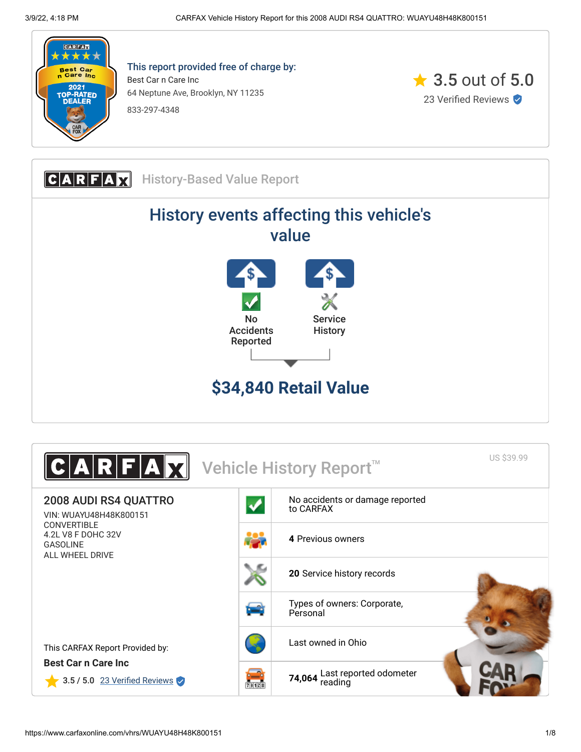**This report provided free of charge by:**

Best Car n Care Inc
64 Neptune Ave, Brooklyn, NY 11235
833-297-4348

3.5 out of 5.0
23 Verified Reviews

## CARFAX History-Based Value Report

### History events affecting this vehicle's value

- No Accidents Reported
- Service History

**$34,840 Retail Value**

## CARFAX Vehicle History Report™

US $39.99

### 2008 AUDI RS4 QUATTRO

VIN: WUAYU48H48K800151
CONVERTIBLE
4.2L V8 F DOHC 32V
GASOLINE
ALL WHEEL DRIVE

- No accidents or damage reported to CARFAX
- **4** Previous owners
- **20** Service history records
- Types of owners: Corporate, Personal
- Last owned in Ohio
- **74,064** Last reported odometer reading

This CARFAX Report Provided by:

**Best Car n Care Inc**

3.5 / 5.0 23 Verified Reviews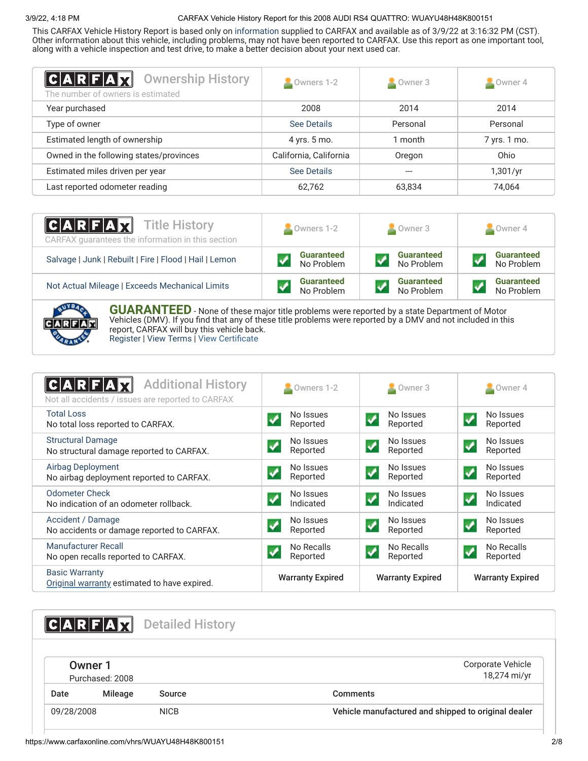This CARFAX Vehicle History Report is based only on information supplied to CARFAX and available as of 3/9/22 at 3:16:32 PM (CST). Other information about this vehicle, including problems, may not have been reported to CARFAX. Use this report as one important tool, along with a vehicle inspection and test drive, to make a better decision about your next used car.

## CARFAX Ownership History

The number of owners is estimated

| | Owners 1-2 | Owner 3 | Owner 4 |
|---|---|---|---|
| Year purchased | 2008 | 2014 | 2014 |
| Type of owner | See Details | Personal | Personal |
| Estimated length of ownership | 4 yrs. 5 mo. | 1 month | 7 yrs. 1 mo. |
| Owned in the following states/provinces | California, California | Oregon | Ohio |
| Estimated miles driven per year | See Details | --- | 1,301/yr |
| Last reported odometer reading | 62,762 | 63,834 | 74,064 |

## CARFAX Title History

CARFAX guarantees the information in this section

| | Owners 1-2 | Owner 3 | Owner 4 |
|---|---|---|---|
| Salvage \| Junk \| Rebuilt \| Fire \| Flood \| Hail \| Lemon | Guaranteed No Problem | Guaranteed No Problem | Guaranteed No Problem |
| Not Actual Mileage \| Exceeds Mechanical Limits | Guaranteed No Problem | Guaranteed No Problem | Guaranteed No Problem |

**GUARANTEED** - None of these major title problems were reported by a state Department of Motor Vehicles (DMV). If you find that any of these title problems were reported by a DMV and not included in this report, CARFAX will buy this vehicle back.
Register | View Terms | View Certificate

## CARFAX Additional History

Not all accidents / issues are reported to CARFAX

| | Owners 1-2 | Owner 3 | Owner 4 |
|---|---|---|---|
| Total Loss<br>No total loss reported to CARFAX. | No Issues Reported | No Issues Reported | No Issues Reported |
| Structural Damage<br>No structural damage reported to CARFAX. | No Issues Reported | No Issues Reported | No Issues Reported |
| Airbag Deployment<br>No airbag deployment reported to CARFAX. | No Issues Reported | No Issues Reported | No Issues Reported |
| Odometer Check<br>No indication of an odometer rollback. | No Issues Indicated | No Issues Indicated | No Issues Indicated |
| Accident / Damage<br>No accidents or damage reported to CARFAX. | No Issues Reported | No Issues Reported | No Issues Reported |
| Manufacturer Recall<br>No open recalls reported to CARFAX. | No Recalls Reported | No Recalls Reported | No Recalls Reported |
| Basic Warranty<br>Original warranty estimated to have expired. | Warranty Expired | Warranty Expired | Warranty Expired |

## CARFAX Detailed History

### Owner 1

Purchased: 2008

Corporate Vehicle
18,274 mi/yr

| Date | Mileage | Source | Comments |
|---|---|---|---|
| 09/28/2008 | | NICB | **Vehicle manufactured and shipped to original dealer** |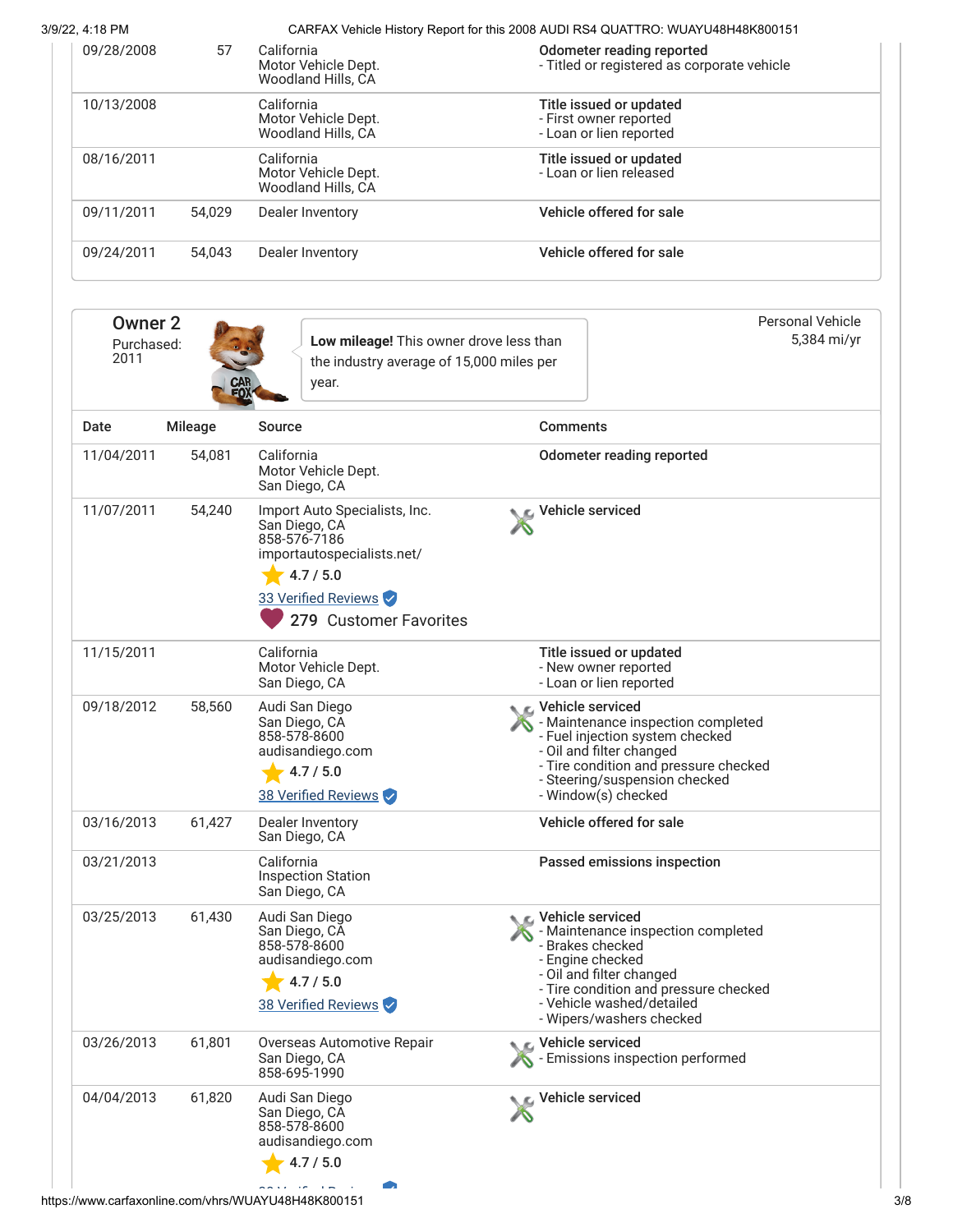| Date | Mileage | Source | Comments |
|---|---|---|---|
| 09/28/2008 | 57 | California Motor Vehicle Dept. Woodland Hills, CA | **Odometer reading reported** - Titled or registered as corporate vehicle |
| 10/13/2008 | | California Motor Vehicle Dept. Woodland Hills, CA | **Title issued or updated** - First owner reported - Loan or lien reported |
| 08/16/2011 | | California Motor Vehicle Dept. Woodland Hills, CA | **Title issued or updated** - Loan or lien released |
| 09/11/2011 | 54,029 | Dealer Inventory | **Vehicle offered for sale** |
| 09/24/2011 | 54,043 | Dealer Inventory | **Vehicle offered for sale** |

## Owner 2

Purchased: 2011

**Low mileage!** This owner drove less than the industry average of 15,000 miles per year.

Personal Vehicle
5,384 mi/yr

| Date | Mileage | Source | Comments |
|---|---|---|---|
| 11/04/2011 | 54,081 | California Motor Vehicle Dept. San Diego, CA | **Odometer reading reported** |
| 11/07/2011 | 54,240 | Import Auto Specialists, Inc. San Diego, CA 858-576-7186 importautospecialists.net/ 4.7 / 5.0 33 Verified Reviews 279 Customer Favorites | **Vehicle serviced** |
| 11/15/2011 | | California Motor Vehicle Dept. San Diego, CA | **Title issued or updated** - New owner reported - Loan or lien reported |
| 09/18/2012 | 58,560 | Audi San Diego San Diego, CA 858-578-8600 audisandiego.com 4.7 / 5.0 38 Verified Reviews | **Vehicle serviced** - Maintenance inspection completed - Fuel injection system checked - Oil and filter changed - Tire condition and pressure checked - Steering/suspension checked - Window(s) checked |
| 03/16/2013 | 61,427 | Dealer Inventory San Diego, CA | **Vehicle offered for sale** |
| 03/21/2013 | | California Inspection Station San Diego, CA | **Passed emissions inspection** |
| 03/25/2013 | 61,430 | Audi San Diego San Diego, CA 858-578-8600 audisandiego.com 4.7 / 5.0 38 Verified Reviews | **Vehicle serviced** - Maintenance inspection completed - Brakes checked - Engine checked - Oil and filter changed - Tire condition and pressure checked - Vehicle washed/detailed - Wipers/washers checked |
| 03/26/2013 | 61,801 | Overseas Automotive Repair San Diego, CA 858-695-1990 | **Vehicle serviced** - Emissions inspection performed |
| 04/04/2013 | 61,820 | Audi San Diego San Diego, CA 858-578-8600 audisandiego.com 4.7 / 5.0 | **Vehicle serviced** |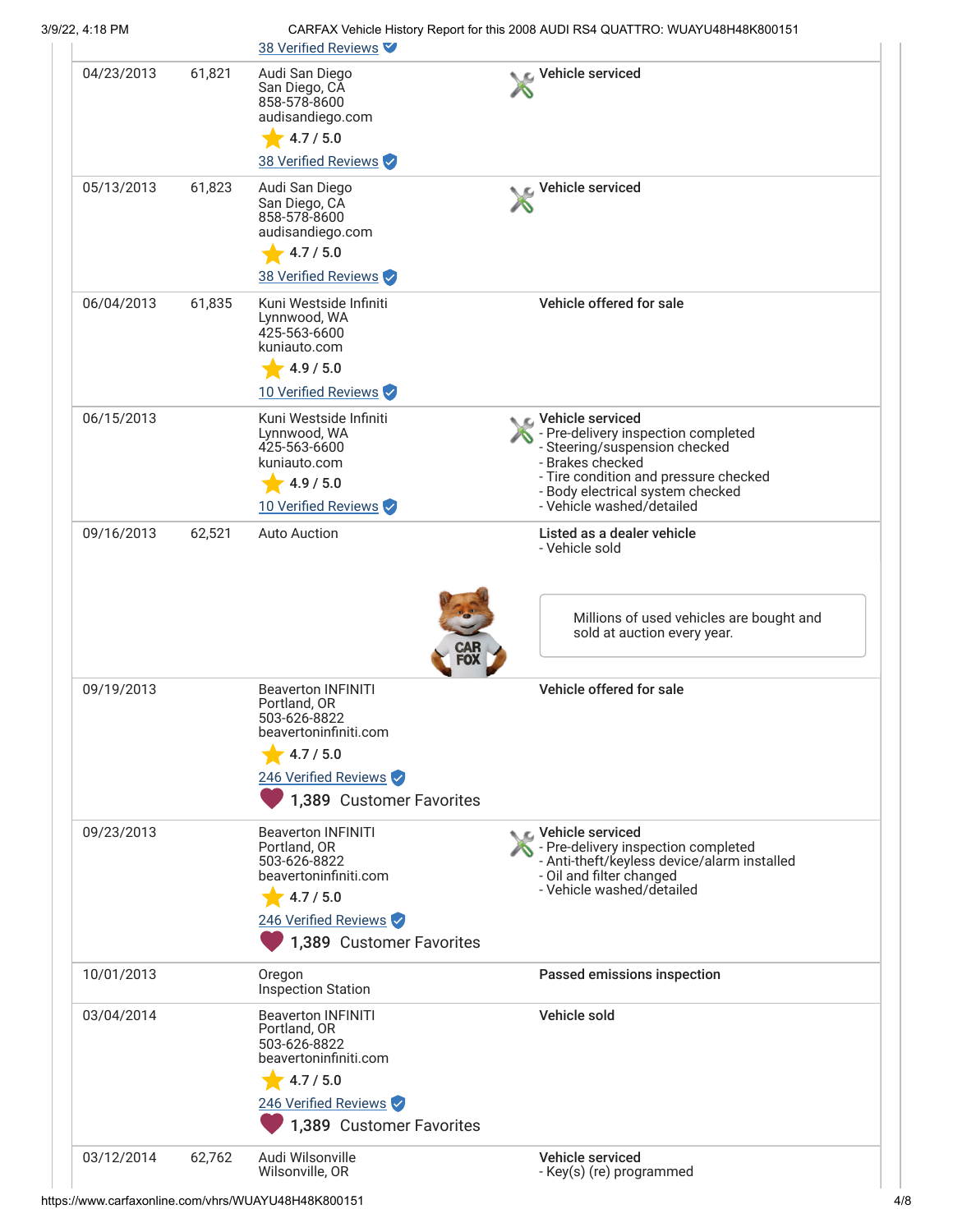38 Verified Reviews

| Date | Mileage | Source | Comments |
|---|---|---|---|
| 04/23/2013 | 61,821 | Audi San Diego<br>San Diego, CA<br>858-578-8600<br>audisandiego.com<br>4.7 / 5.0<br>38 Verified Reviews | Vehicle serviced |
| 05/13/2013 | 61,823 | Audi San Diego<br>San Diego, CA<br>858-578-8600<br>audisandiego.com<br>4.7 / 5.0<br>38 Verified Reviews | Vehicle serviced |
| 06/04/2013 | 61,835 | Kuni Westside Infiniti<br>Lynnwood, WA<br>425-563-6600<br>kuniauto.com<br>4.9 / 5.0<br>10 Verified Reviews | Vehicle offered for sale |
| 06/15/2013 | | Kuni Westside Infiniti<br>Lynnwood, WA<br>425-563-6600<br>kuniauto.com<br>4.9 / 5.0<br>10 Verified Reviews | Vehicle serviced<br>- Pre-delivery inspection completed<br>- Steering/suspension checked<br>- Brakes checked<br>- Tire condition and pressure checked<br>- Body electrical system checked<br>- Vehicle washed/detailed |
| 09/16/2013 | 62,521 | Auto Auction | Listed as a dealer vehicle<br>- Vehicle sold<br><br>Millions of used vehicles are bought and sold at auction every year. |
| 09/19/2013 | | Beaverton INFINITI<br>Portland, OR<br>503-626-8822<br>beavertoninfiniti.com<br>4.7 / 5.0<br>246 Verified Reviews<br>1,389 Customer Favorites | Vehicle offered for sale |
| 09/23/2013 | | Beaverton INFINITI<br>Portland, OR<br>503-626-8822<br>beavertoninfiniti.com<br>4.7 / 5.0<br>246 Verified Reviews<br>1,389 Customer Favorites | Vehicle serviced<br>- Pre-delivery inspection completed<br>- Anti-theft/keyless device/alarm installed<br>- Oil and filter changed<br>- Vehicle washed/detailed |
| 10/01/2013 | | Oregon<br>Inspection Station | Passed emissions inspection |
| 03/04/2014 | | Beaverton INFINITI<br>Portland, OR<br>503-626-8822<br>beavertoninfiniti.com<br>4.7 / 5.0<br>246 Verified Reviews<br>1,389 Customer Favorites | Vehicle sold |
| 03/12/2014 | 62,762 | Audi Wilsonville<br>Wilsonville, OR | Vehicle serviced<br>- Key(s) (re) programmed |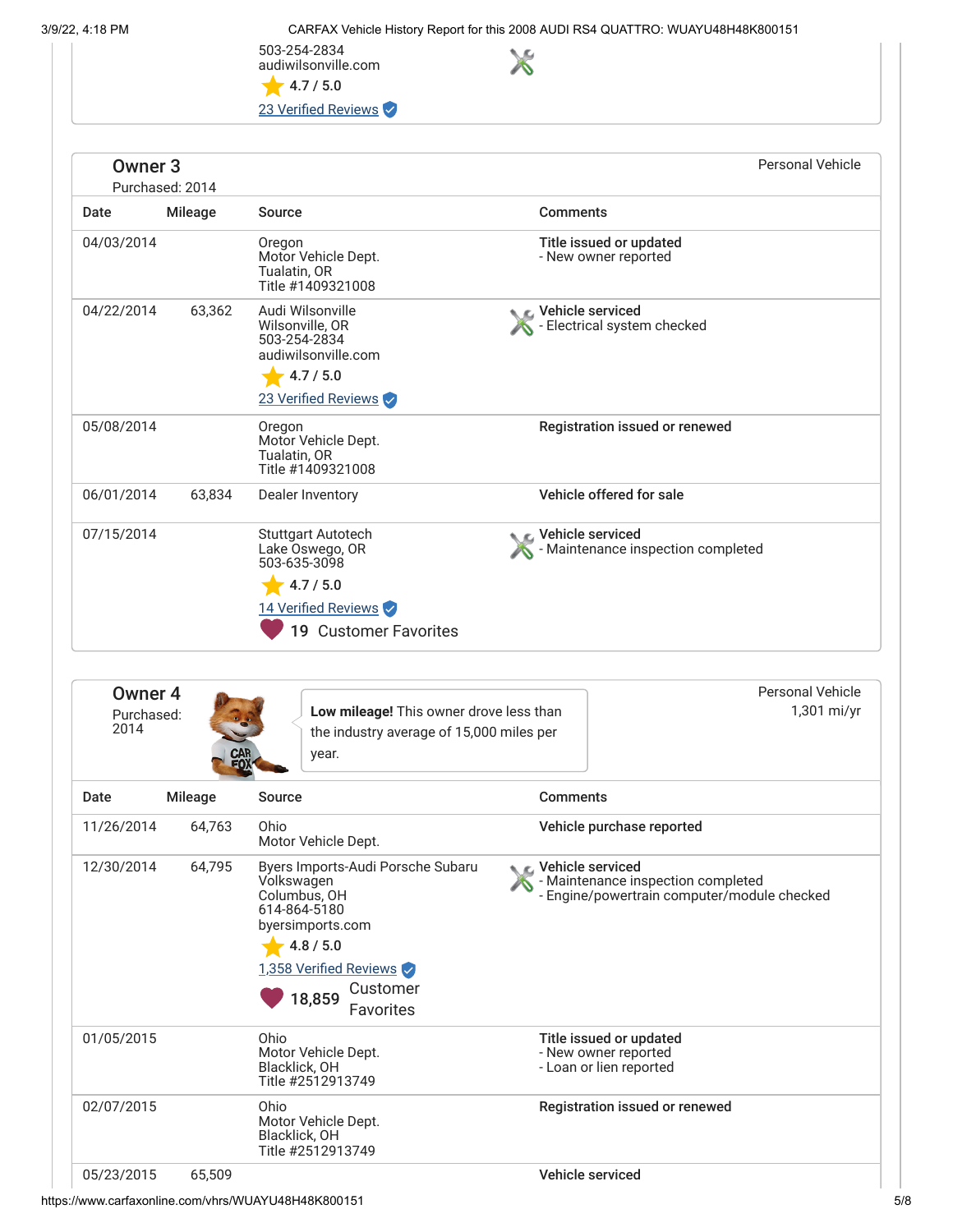503-254-2834
audiwilsonville.com
4.7 / 5.0
23 Verified Reviews

## Owner 3

Purchased: 2014

Personal Vehicle

| Date | Mileage | Source | Comments |
|---|---|---|---|
| 04/03/2014 | | Oregon Motor Vehicle Dept. Tualatin, OR Title #1409321008 | **Title issued or updated** - New owner reported |
| 04/22/2014 | 63,362 | Audi Wilsonville Wilsonville, OR 503-254-2834 audiwilsonville.com 4.7 / 5.0 23 Verified Reviews | **Vehicle serviced** - Electrical system checked |
| 05/08/2014 | | Oregon Motor Vehicle Dept. Tualatin, OR Title #1409321008 | **Registration issued or renewed** |
| 06/01/2014 | 63,834 | Dealer Inventory | **Vehicle offered for sale** |
| 07/15/2014 | | Stuttgart Autotech Lake Oswego, OR 503-635-3098 4.7 / 5.0 14 Verified Reviews 19 Customer Favorites | **Vehicle serviced** - Maintenance inspection completed |

## Owner 4

Purchased: 2014

**Low mileage!** This owner drove less than the industry average of 15,000 miles per year.

Personal Vehicle
1,301 mi/yr

| Date | Mileage | Source | Comments |
|---|---|---|---|
| 11/26/2014 | 64,763 | Ohio Motor Vehicle Dept. | **Vehicle purchase reported** |
| 12/30/2014 | 64,795 | Byers Imports-Audi Porsche Subaru Volkswagen Columbus, OH 614-864-5180 byersimports.com 4.8 / 5.0 1,358 Verified Reviews 18,859 Customer Favorites | **Vehicle serviced** - Maintenance inspection completed - Engine/powertrain computer/module checked |
| 01/05/2015 | | Ohio Motor Vehicle Dept. Blacklick, OH Title #2512913749 | **Title issued or updated** - New owner reported - Loan or lien reported |
| 02/07/2015 | | Ohio Motor Vehicle Dept. Blacklick, OH Title #2512913749 | **Registration issued or renewed** |
| 05/23/2015 | 65,509 | | **Vehicle serviced** |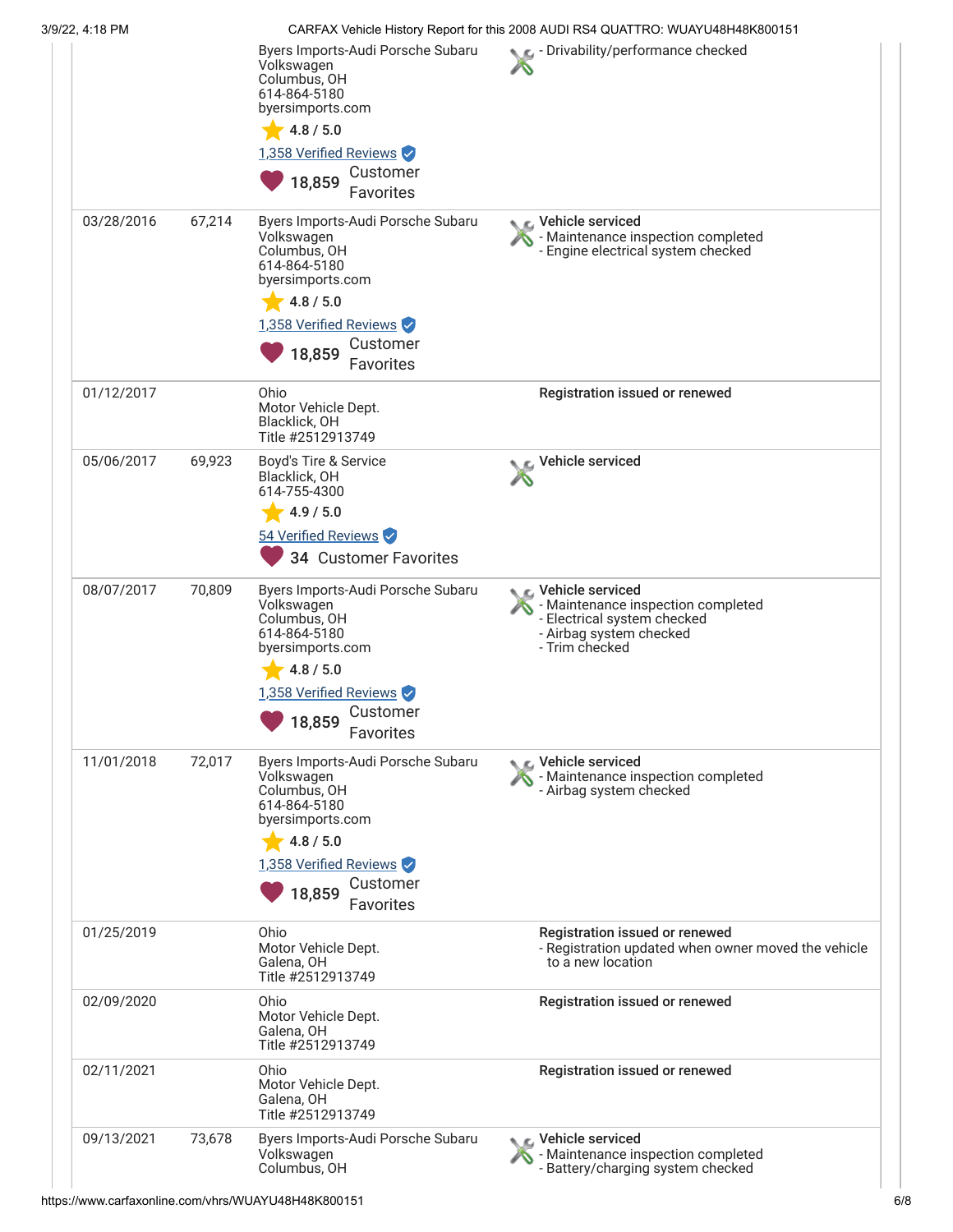| Date | Mileage | Source | Comments |
|---|---|---|---|
| | | Byers Imports-Audi Porsche Subaru Volkswagen<br>Columbus, OH<br>614-864-5180<br>byersimports.com<br>4.8 / 5.0<br>1,358 Verified Reviews<br>18,859 Customer Favorites | - Drivability/performance checked |
| 03/28/2016 | 67,214 | Byers Imports-Audi Porsche Subaru Volkswagen<br>Columbus, OH<br>614-864-5180<br>byersimports.com<br>4.8 / 5.0<br>1,358 Verified Reviews<br>18,859 Customer Favorites | **Vehicle serviced**<br>- Maintenance inspection completed<br>- Engine electrical system checked |
| 01/12/2017 | | Ohio<br>Motor Vehicle Dept.<br>Blacklick, OH<br>Title #2512913749 | **Registration issued or renewed** |
| 05/06/2017 | 69,923 | Boyd's Tire & Service<br>Blacklick, OH<br>614-755-4300<br>4.9 / 5.0<br>54 Verified Reviews<br>34 Customer Favorites | **Vehicle serviced** |
| 08/07/2017 | 70,809 | Byers Imports-Audi Porsche Subaru Volkswagen<br>Columbus, OH<br>614-864-5180<br>byersimports.com<br>4.8 / 5.0<br>1,358 Verified Reviews<br>18,859 Customer Favorites | **Vehicle serviced**<br>- Maintenance inspection completed<br>- Electrical system checked<br>- Airbag system checked<br>- Trim checked |
| 11/01/2018 | 72,017 | Byers Imports-Audi Porsche Subaru Volkswagen<br>Columbus, OH<br>614-864-5180<br>byersimports.com<br>4.8 / 5.0<br>1,358 Verified Reviews<br>18,859 Customer Favorites | **Vehicle serviced**<br>- Maintenance inspection completed<br>- Airbag system checked |
| 01/25/2019 | | Ohio<br>Motor Vehicle Dept.<br>Galena, OH<br>Title #2512913749 | **Registration issued or renewed**<br>- Registration updated when owner moved the vehicle to a new location |
| 02/09/2020 | | Ohio<br>Motor Vehicle Dept.<br>Galena, OH<br>Title #2512913749 | **Registration issued or renewed** |
| 02/11/2021 | | Ohio<br>Motor Vehicle Dept.<br>Galena, OH<br>Title #2512913749 | **Registration issued or renewed** |
| 09/13/2021 | 73,678 | Byers Imports-Audi Porsche Subaru Volkswagen<br>Columbus, OH | **Vehicle serviced**<br>- Maintenance inspection completed<br>- Battery/charging system checked |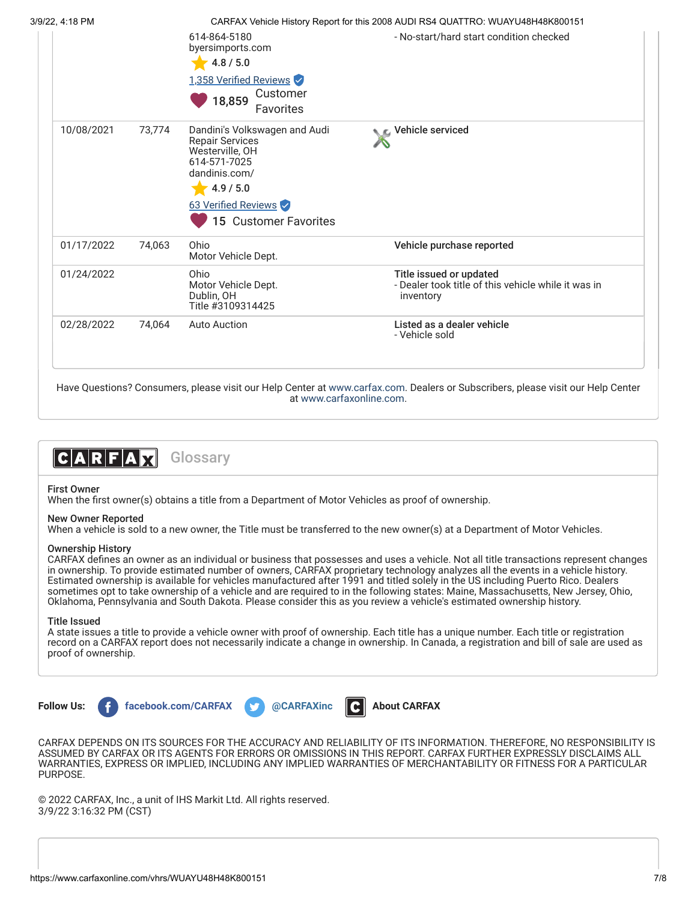| Date | Mileage | Source | Comments |
|---|---|---|---|
| | | 614-864-5180<br>byersimports.com<br>4.8 / 5.0<br>1,358 Verified Reviews<br>18,859 Customer Favorites | - No-start/hard start condition checked |
| 10/08/2021 | 73,774 | Dandini's Volkswagen and Audi Repair Services<br>Westerville, OH<br>614-571-7025<br>dandinis.com/<br>4.9 / 5.0<br>63 Verified Reviews<br>15 Customer Favorites | **Vehicle serviced** |
| 01/17/2022 | 74,063 | Ohio<br>Motor Vehicle Dept. | **Vehicle purchase reported** |
| 01/24/2022 | | Ohio<br>Motor Vehicle Dept.<br>Dublin, OH<br>Title #3109314425 | **Title issued or updated**<br>- Dealer took title of this vehicle while it was in inventory |
| 02/28/2022 | 74,064 | Auto Auction | **Listed as a dealer vehicle**<br>- Vehicle sold |

Have Questions? Consumers, please visit our Help Center at www.carfax.com. Dealers or Subscribers, please visit our Help Center at www.carfaxonline.com.

## CARFAX Glossary

**First Owner**
When the first owner(s) obtains a title from a Department of Motor Vehicles as proof of ownership.

**New Owner Reported**
When a vehicle is sold to a new owner, the Title must be transferred to the new owner(s) at a Department of Motor Vehicles.

**Ownership History**
CARFAX defines an owner as an individual or business that possesses and uses a vehicle. Not all title transactions represent changes in ownership. To provide estimated number of owners, CARFAX proprietary technology analyzes all the events in a vehicle history. Estimated ownership is available for vehicles manufactured after 1991 and titled solely in the US including Puerto Rico. Dealers sometimes opt to take ownership of a vehicle and are required to in the following states: Maine, Massachusetts, New Jersey, Ohio, Oklahoma, Pennsylvania and South Dakota. Please consider this as you review a vehicle's estimated ownership history.

**Title Issued**
A state issues a title to provide a vehicle owner with proof of ownership. Each title has a unique number. Each title or registration record on a CARFAX report does not necessarily indicate a change in ownership. In Canada, a registration and bill of sale are used as proof of ownership.

**Follow Us:** facebook.com/CARFAX @CARFAXinc About CARFAX

CARFAX DEPENDS ON ITS SOURCES FOR THE ACCURACY AND RELIABILITY OF ITS INFORMATION. THEREFORE, NO RESPONSIBILITY IS ASSUMED BY CARFAX OR ITS AGENTS FOR ERRORS OR OMISSIONS IN THIS REPORT. CARFAX FURTHER EXPRESSLY DISCLAIMS ALL WARRANTIES, EXPRESS OR IMPLIED, INCLUDING ANY IMPLIED WARRANTIES OF MERCHANTABILITY OR FITNESS FOR A PARTICULAR PURPOSE.

© 2022 CARFAX, Inc., a unit of IHS Markit Ltd. All rights reserved.
3/9/22 3:16:32 PM (CST)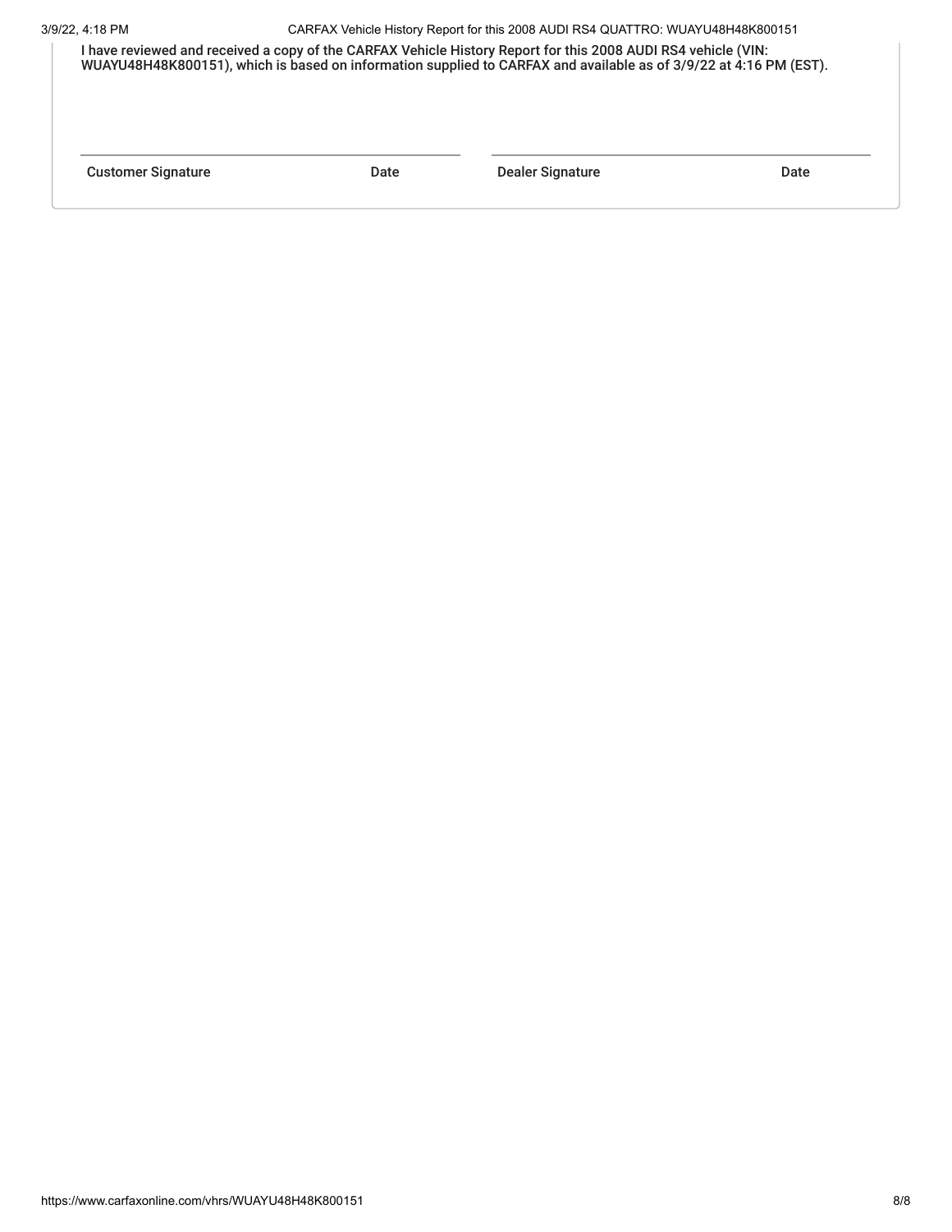I have reviewed and received a copy of the CARFAX Vehicle History Report for this 2008 AUDI RS4 vehicle (VIN: WUAYU48H48K800151), which is based on information supplied to CARFAX and available as of 3/9/22 at 4:16 PM (EST).

| | | | |
|---|---|---|---|
| Customer Signature | Date | Dealer Signature | Date |